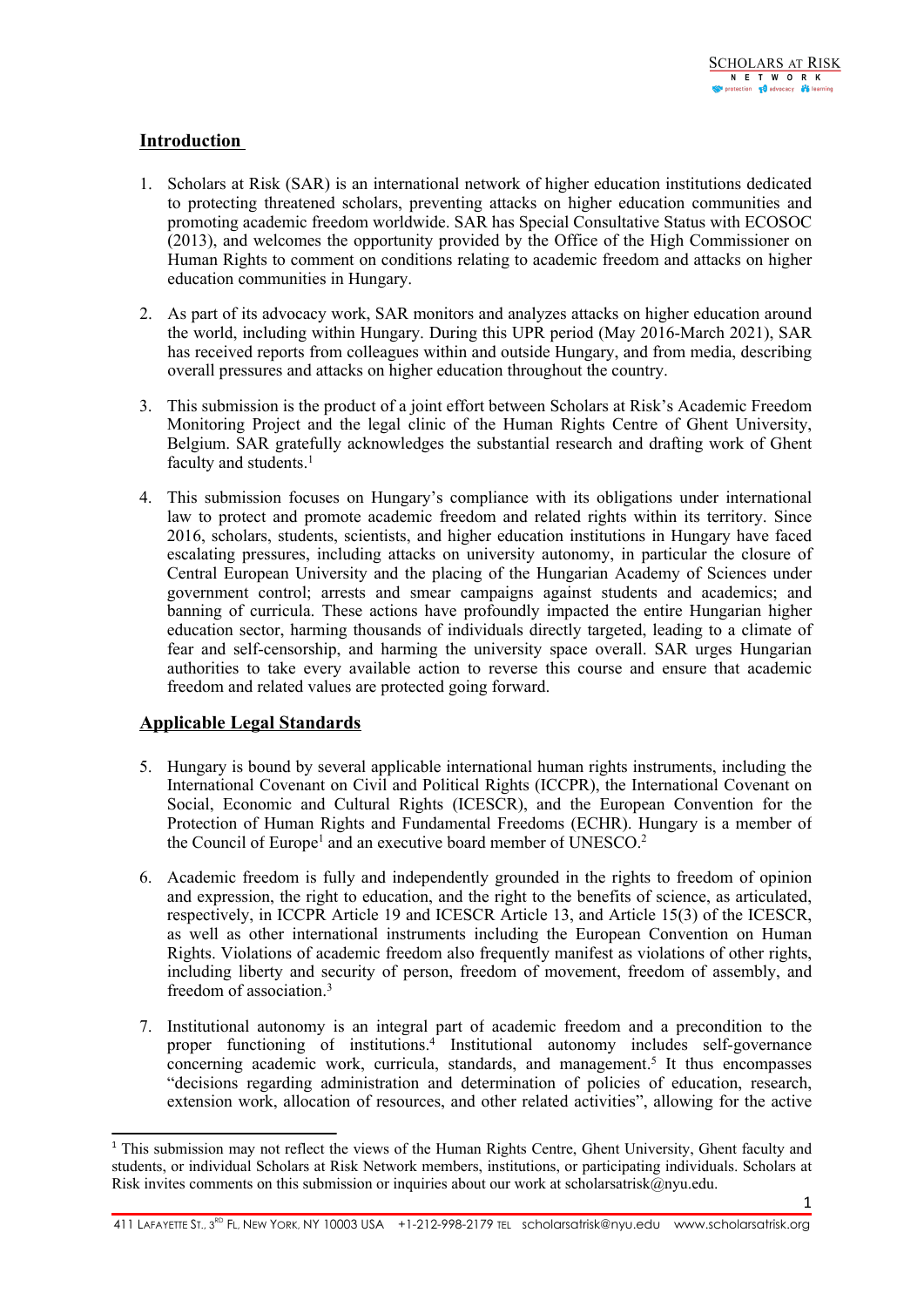## Introduction

1. Scholars at Risk (SAR) is an international network of higher education institutions dedicated to protecting threatened scholars, preventing attacks on higher education communities and promoting academic freedom worldwide. SAR has Special Consultative Status with ECOSOC (2013), and welcomes the opportunity provided by the Office of the High Commissioner on Human Rights to comment on conditions relating to academic freedom and attacks on higher education communities in Hungary.

2. As part of its advocacy work, SAR monitors and analyzes attacks on higher education around the world, including within Hungary. During this UPR period (May 2016-March 2021), SAR has received reports from colleagues within and outside Hungary, and from media, describing overall pressures and attacks on higher education throughout the country.

3. This submission is the product of a joint effort between Scholars at Risk's Academic Freedom Monitoring Project and the legal clinic of the Human Rights Centre of Ghent University, Belgium. SAR gratefully acknowledges the substantial research and drafting work of Ghent faculty and students.[1]

4. This submission focuses on Hungary's compliance with its obligations under international law to protect and promote academic freedom and related rights within its territory. Since 2016, scholars, students, scientists, and higher education institutions in Hungary have faced escalating pressures, including attacks on university autonomy, in particular the closure of Central European University and the placing of the Hungarian Academy of Sciences under government control; arrests and smear campaigns against students and academics; and banning of curricula. These actions have profoundly impacted the entire Hungarian higher education sector, harming thousands of individuals directly targeted, leading to a climate of fear and self-censorship, and harming the university space overall. SAR urges Hungarian authorities to take every available action to reverse this course and ensure that academic freedom and related values are protected going forward.

## Applicable Legal Standards

5. Hungary is bound by several applicable international human rights instruments, including the International Covenant on Civil and Political Rights (ICCPR), the International Covenant on Social, Economic and Cultural Rights (ICESCR), and the European Convention for the Protection of Human Rights and Fundamental Freedoms (ECHR). Hungary is a member of the Council of Europe[1] and an executive board member of UNESCO.[2]

6. Academic freedom is fully and independently grounded in the rights to freedom of opinion and expression, the right to education, and the right to the benefits of science, as articulated, respectively, in ICCPR Article 19 and ICESCR Article 13, and Article 15(3) of the ICESCR, as well as other international instruments including the European Convention on Human Rights. Violations of academic freedom also frequently manifest as violations of other rights, including liberty and security of person, freedom of movement, freedom of assembly, and freedom of association.[3]

7. Institutional autonomy is an integral part of academic freedom and a precondition to the proper functioning of institutions.[4] Institutional autonomy includes self-governance concerning academic work, curricula, standards, and management.[5] It thus encompasses "decisions regarding administration and determination of policies of education, research, extension work, allocation of resources, and other related activities", allowing for the active

---

[1] This submission may not reflect the views of the Human Rights Centre, Ghent University, Ghent faculty and students, or individual Scholars at Risk Network members, institutions, or participating individuals. Scholars at Risk invites comments on this submission or inquiries about our work at scholarsatrisk@nyu.edu.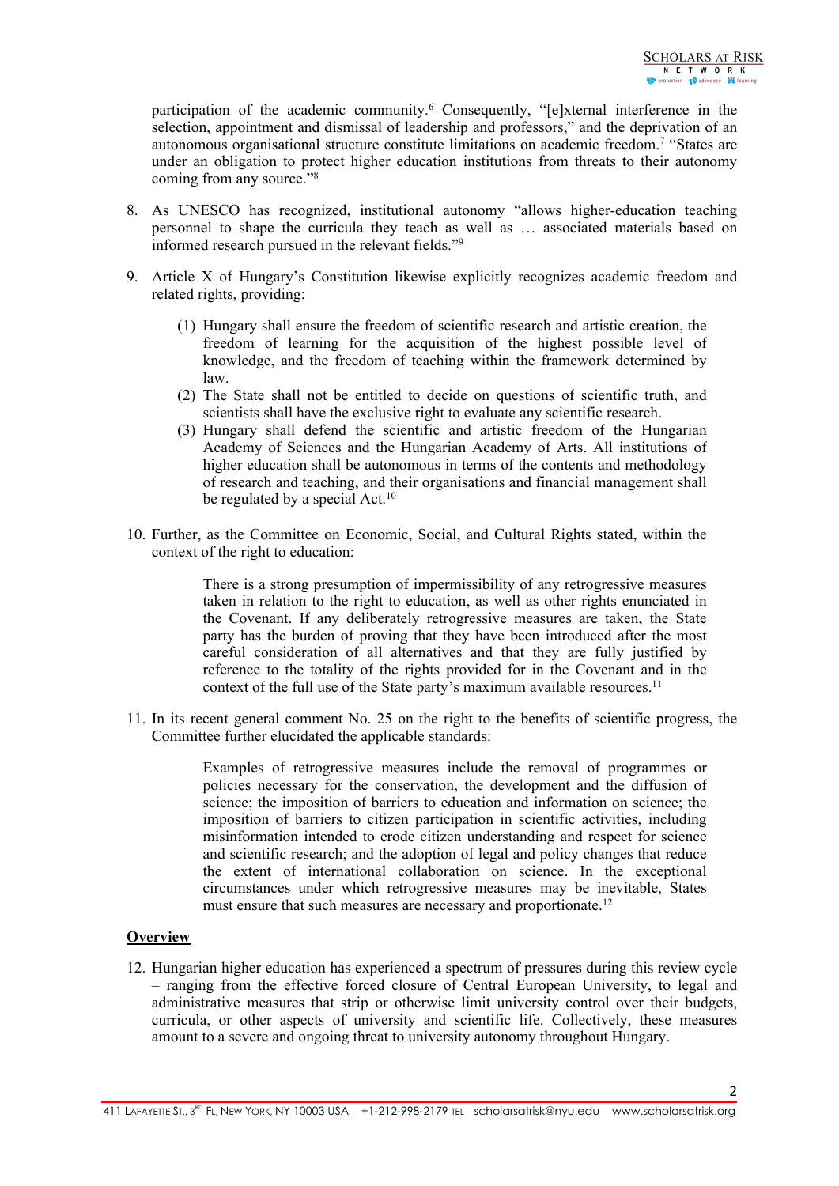participation of the academic community.[6] Consequently, "[e]xternal interference in the selection, appointment and dismissal of leadership and professors," and the deprivation of an autonomous organisational structure constitute limitations on academic freedom.[7] "States are under an obligation to protect higher education institutions from threats to their autonomy coming from any source."[8]

8. As UNESCO has recognized, institutional autonomy "allows higher-education teaching personnel to shape the curricula they teach as well as … associated materials based on informed research pursued in the relevant fields."[9]

9. Article X of Hungary's Constitution likewise explicitly recognizes academic freedom and related rights, providing:

   (1) Hungary shall ensure the freedom of scientific research and artistic creation, the freedom of learning for the acquisition of the highest possible level of knowledge, and the freedom of teaching within the framework determined by law.
   (2) The State shall not be entitled to decide on questions of scientific truth, and scientists shall have the exclusive right to evaluate any scientific research.
   (3) Hungary shall defend the scientific and artistic freedom of the Hungarian Academy of Sciences and the Hungarian Academy of Arts. All institutions of higher education shall be autonomous in terms of the contents and methodology of research and teaching, and their organisations and financial management shall be regulated by a special Act.[10]

10. Further, as the Committee on Economic, Social, and Cultural Rights stated, within the context of the right to education:

    > There is a strong presumption of impermissibility of any retrogressive measures taken in relation to the right to education, as well as other rights enunciated in the Covenant. If any deliberately retrogressive measures are taken, the State party has the burden of proving that they have been introduced after the most careful consideration of all alternatives and that they are fully justified by reference to the totality of the rights provided for in the Covenant and in the context of the full use of the State party's maximum available resources.[11]

11. In its recent general comment No. 25 on the right to the benefits of scientific progress, the Committee further elucidated the applicable standards:

    > Examples of retrogressive measures include the removal of programmes or policies necessary for the conservation, the development and the diffusion of science; the imposition of barriers to education and information on science; the imposition of barriers to citizen participation in scientific activities, including misinformation intended to erode citizen understanding and respect for science and scientific research; and the adoption of legal and policy changes that reduce the extent of international collaboration on science. In the exceptional circumstances under which retrogressive measures may be inevitable, States must ensure that such measures are necessary and proportionate.[12]

**Overview**

12. Hungarian higher education has experienced a spectrum of pressures during this review cycle – ranging from the effective forced closure of Central European University, to legal and administrative measures that strip or otherwise limit university control over their budgets, curricula, or other aspects of university and scientific life. Collectively, these measures amount to a severe and ongoing threat to university autonomy throughout Hungary.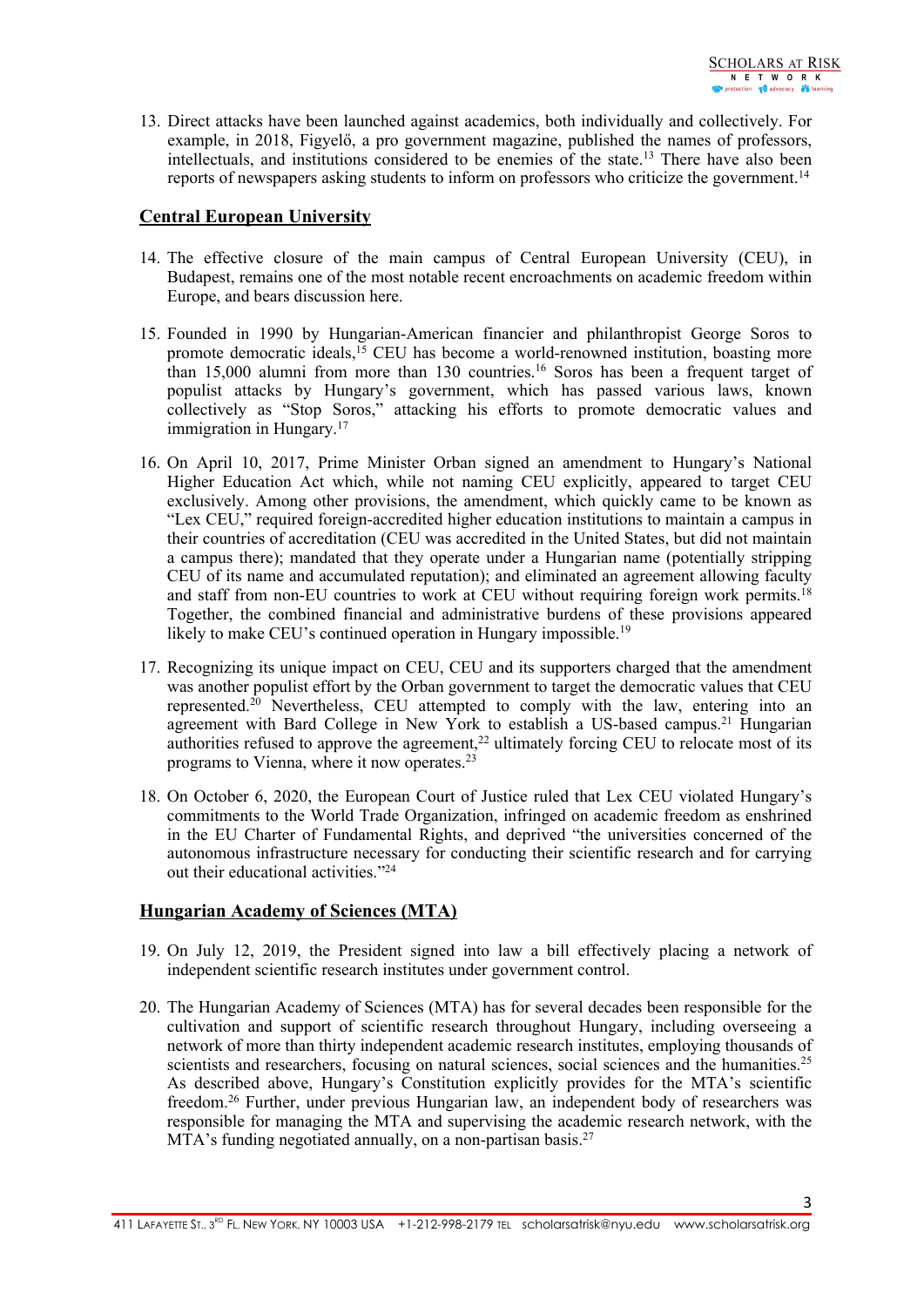13. Direct attacks have been launched against academics, both individually and collectively. For example, in 2018, Figyelő, a pro government magazine, published the names of professors, intellectuals, and institutions considered to be enemies of the state.[13] There have also been reports of newspapers asking students to inform on professors who criticize the government.[14]

## Central European University

14. The effective closure of the main campus of Central European University (CEU), in Budapest, remains one of the most notable recent encroachments on academic freedom within Europe, and bears discussion here.

15. Founded in 1990 by Hungarian-American financier and philanthropist George Soros to promote democratic ideals,[15] CEU has become a world-renowned institution, boasting more than 15,000 alumni from more than 130 countries.[16] Soros has been a frequent target of populist attacks by Hungary's government, which has passed various laws, known collectively as "Stop Soros," attacking his efforts to promote democratic values and immigration in Hungary.[17]

16. On April 10, 2017, Prime Minister Orban signed an amendment to Hungary's National Higher Education Act which, while not naming CEU explicitly, appeared to target CEU exclusively. Among other provisions, the amendment, which quickly came to be known as "Lex CEU," required foreign-accredited higher education institutions to maintain a campus in their countries of accreditation (CEU was accredited in the United States, but did not maintain a campus there); mandated that they operate under a Hungarian name (potentially stripping CEU of its name and accumulated reputation); and eliminated an agreement allowing faculty and staff from non-EU countries to work at CEU without requiring foreign work permits.[18] Together, the combined financial and administrative burdens of these provisions appeared likely to make CEU's continued operation in Hungary impossible.[19]

17. Recognizing its unique impact on CEU, CEU and its supporters charged that the amendment was another populist effort by the Orban government to target the democratic values that CEU represented.[20] Nevertheless, CEU attempted to comply with the law, entering into an agreement with Bard College in New York to establish a US-based campus.[21] Hungarian authorities refused to approve the agreement,[22] ultimately forcing CEU to relocate most of its programs to Vienna, where it now operates.[23]

18. On October 6, 2020, the European Court of Justice ruled that Lex CEU violated Hungary's commitments to the World Trade Organization, infringed on academic freedom as enshrined in the EU Charter of Fundamental Rights, and deprived "the universities concerned of the autonomous infrastructure necessary for conducting their scientific research and for carrying out their educational activities."[24]

## Hungarian Academy of Sciences (MTA)

19. On July 12, 2019, the President signed into law a bill effectively placing a network of independent scientific research institutes under government control.

20. The Hungarian Academy of Sciences (MTA) has for several decades been responsible for the cultivation and support of scientific research throughout Hungary, including overseeing a network of more than thirty independent academic research institutes, employing thousands of scientists and researchers, focusing on natural sciences, social sciences and the humanities.[25] As described above, Hungary's Constitution explicitly provides for the MTA's scientific freedom.[26] Further, under previous Hungarian law, an independent body of researchers was responsible for managing the MTA and supervising the academic research network, with the MTA's funding negotiated annually, on a non-partisan basis.[27]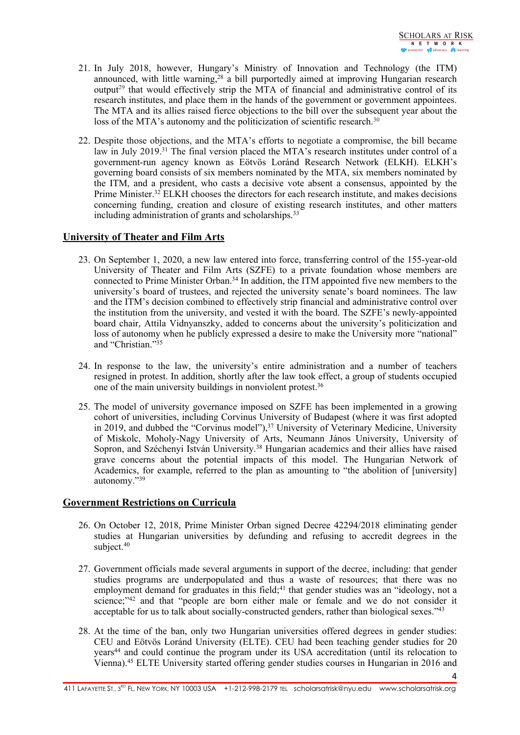21. In July 2018, however, Hungary's Ministry of Innovation and Technology (the ITM) announced, with little warning,[28] a bill purportedly aimed at improving Hungarian research output[29] that would effectively strip the MTA of financial and administrative control of its research institutes, and place them in the hands of the government or government appointees. The MTA and its allies raised fierce objections to the bill over the subsequent year about the loss of the MTA's autonomy and the politicization of scientific research.[30]

22. Despite those objections, and the MTA's efforts to negotiate a compromise, the bill became law in July 2019.[31] The final version placed the MTA's research institutes under control of a government-run agency known as Eötvös Loránd Research Network (ELKH). ELKH's governing board consists of six members nominated by the MTA, six members nominated by the ITM, and a president, who casts a decisive vote absent a consensus, appointed by the Prime Minister.[32] ELKH chooses the directors for each research institute, and makes decisions concerning funding, creation and closure of existing research institutes, and other matters including administration of grants and scholarships.[33]

## University of Theater and Film Arts

23. On September 1, 2020, a new law entered into force, transferring control of the 155-year-old University of Theater and Film Arts (SZFE) to a private foundation whose members are connected to Prime Minister Orban.[34] In addition, the ITM appointed five new members to the university's board of trustees, and rejected the university senate's board nominees. The law and the ITM's decision combined to effectively strip financial and administrative control over the institution from the university, and vested it with the board. The SZFE's newly-appointed board chair, Attila Vidnyanszky, added to concerns about the university's politicization and loss of autonomy when he publicly expressed a desire to make the University more "national" and "Christian."[35]

24. In response to the law, the university's entire administration and a number of teachers resigned in protest. In addition, shortly after the law took effect, a group of students occupied one of the main university buildings in nonviolent protest.[36]

25. The model of university governance imposed on SZFE has been implemented in a growing cohort of universities, including Corvinus University of Budapest (where it was first adopted in 2019, and dubbed the "Corvinus model"),[37] University of Veterinary Medicine, University of Miskolc, Moholy-Nagy University of Arts, Neumann János University, University of Sopron, and Széchenyi István University.[38] Hungarian academics and their allies have raised grave concerns about the potential impacts of this model. The Hungarian Network of Academics, for example, referred to the plan as amounting to "the abolition of [university] autonomy."[39]

## Government Restrictions on Curricula

26. On October 12, 2018, Prime Minister Orban signed Decree 42294/2018 eliminating gender studies at Hungarian universities by defunding and refusing to accredit degrees in the subject.[40]

27. Government officials made several arguments in support of the decree, including: that gender studies programs are underpopulated and thus a waste of resources; that there was no employment demand for graduates in this field;[41] that gender studies was an "ideology, not a science;"[42] and that "people are born either male or female and we do not consider it acceptable for us to talk about socially-constructed genders, rather than biological sexes."[43]

28. At the time of the ban, only two Hungarian universities offered degrees in gender studies: CEU and Eötvös Loránd University (ELTE). CEU had been teaching gender studies for 20 years[44] and could continue the program under its USA accreditation (until its relocation to Vienna).[45] ELTE University started offering gender studies courses in Hungarian in 2016 and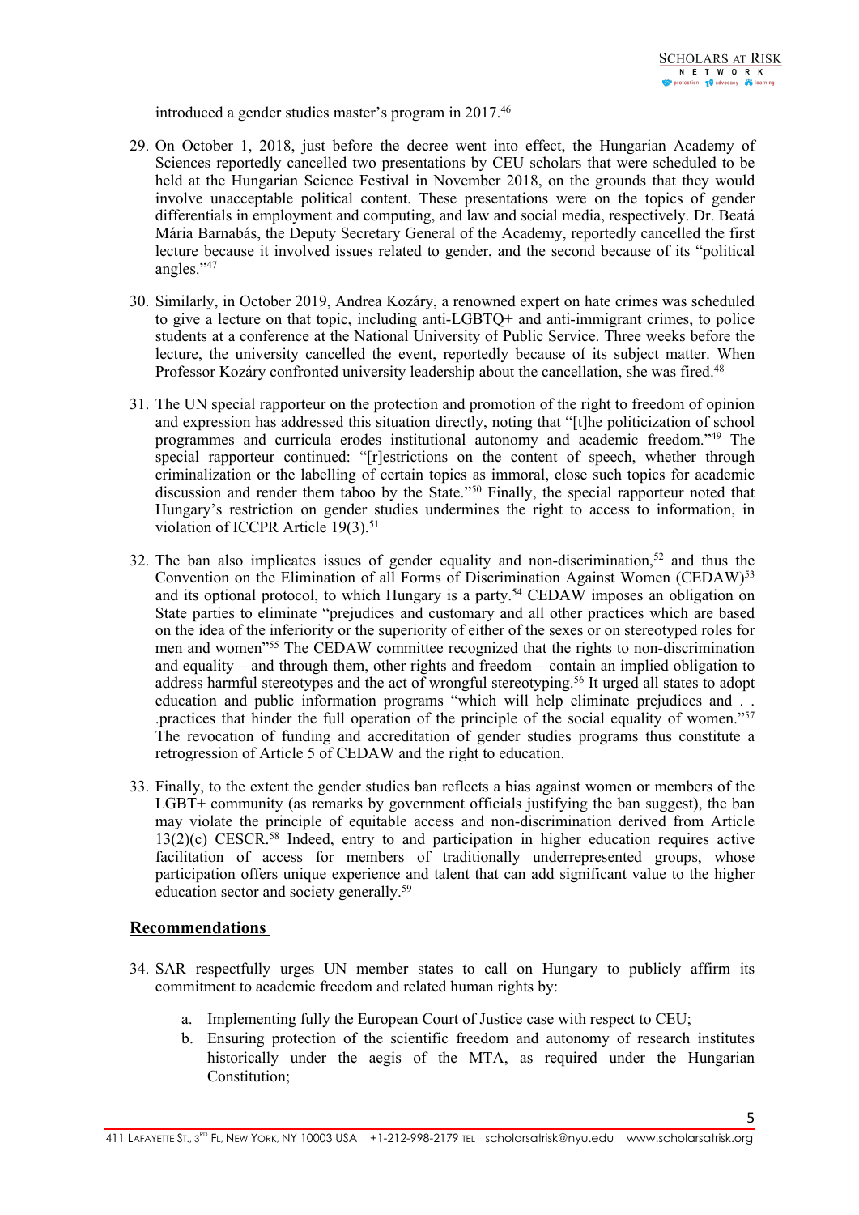introduced a gender studies master's program in 2017.[46]

29. On October 1, 2018, just before the decree went into effect, the Hungarian Academy of Sciences reportedly cancelled two presentations by CEU scholars that were scheduled to be held at the Hungarian Science Festival in November 2018, on the grounds that they would involve unacceptable political content. These presentations were on the topics of gender differentials in employment and computing, and law and social media, respectively. Dr. Beatá Mária Barnabás, the Deputy Secretary General of the Academy, reportedly cancelled the first lecture because it involved issues related to gender, and the second because of its "political angles."[47]

30. Similarly, in October 2019, Andrea Kozáry, a renowned expert on hate crimes was scheduled to give a lecture on that topic, including anti-LGBTQ+ and anti-immigrant crimes, to police students at a conference at the National University of Public Service. Three weeks before the lecture, the university cancelled the event, reportedly because of its subject matter. When Professor Kozáry confronted university leadership about the cancellation, she was fired.[48]

31. The UN special rapporteur on the protection and promotion of the right to freedom of opinion and expression has addressed this situation directly, noting that "[t]he politicization of school programmes and curricula erodes institutional autonomy and academic freedom."[49] The special rapporteur continued: "[r]estrictions on the content of speech, whether through criminalization or the labelling of certain topics as immoral, close such topics for academic discussion and render them taboo by the State."[50] Finally, the special rapporteur noted that Hungary's restriction on gender studies undermines the right to access to information, in violation of ICCPR Article 19(3).[51]

32. The ban also implicates issues of gender equality and non-discrimination,[52] and thus the Convention on the Elimination of all Forms of Discrimination Against Women (CEDAW)[53] and its optional protocol, to which Hungary is a party.[54] CEDAW imposes an obligation on State parties to eliminate "prejudices and customary and all other practices which are based on the idea of the inferiority or the superiority of either of the sexes or on stereotyped roles for men and women"[55] The CEDAW committee recognized that the rights to non-discrimination and equality – and through them, other rights and freedom – contain an implied obligation to address harmful stereotypes and the act of wrongful stereotyping.[56] It urged all states to adopt education and public information programs "which will help eliminate prejudices and . . .practices that hinder the full operation of the principle of the social equality of women."[57] The revocation of funding and accreditation of gender studies programs thus constitute a retrogression of Article 5 of CEDAW and the right to education.

33. Finally, to the extent the gender studies ban reflects a bias against women or members of the LGBT+ community (as remarks by government officials justifying the ban suggest), the ban may violate the principle of equitable access and non-discrimination derived from Article 13(2)(c) CESCR.[58] Indeed, entry to and participation in higher education requires active facilitation of access for members of traditionally underrepresented groups, whose participation offers unique experience and talent that can add significant value to the higher education sector and society generally.[59]

## Recommendations

34. SAR respectfully urges UN member states to call on Hungary to publicly affirm its commitment to academic freedom and related human rights by:

    a. Implementing fully the European Court of Justice case with respect to CEU;
    b. Ensuring protection of the scientific freedom and autonomy of research institutes historically under the aegis of the MTA, as required under the Hungarian Constitution;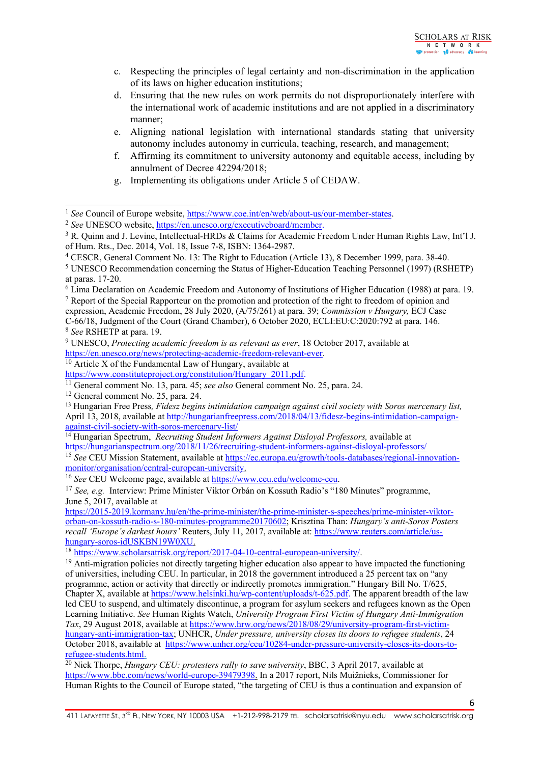c. Respecting the principles of legal certainty and non-discrimination in the application of its laws on higher education institutions;
d. Ensuring that the new rules on work permits do not disproportionately interfere with the international work of academic institutions and are not applied in a discriminatory manner;
e. Aligning national legislation with international standards stating that university autonomy includes autonomy in curricula, teaching, research, and management;
f. Affirming its commitment to university autonomy and equitable access, including by annulment of Decree 42294/2018;
g. Implementing its obligations under Article 5 of CEDAW.

---

[1] *See* Council of Europe website, https://www.coe.int/en/web/about-us/our-member-states.

[2] *See* UNESCO website, https://en.unesco.org/executiveboard/member.

[3] R. Quinn and J. Levine, Intellectual-HRDs & Claims for Academic Freedom Under Human Rights Law, Int'l J. of Hum. Rts., Dec. 2014, Vol. 18, Issue 7-8, ISBN: 1364-2987.

[4] CESCR, General Comment No. 13: The Right to Education (Article 13), 8 December 1999, para. 38-40.

[5] UNESCO Recommendation concerning the Status of Higher-Education Teaching Personnel (1997) (RSHETP) at paras. 17-20.

[6] Lima Declaration on Academic Freedom and Autonomy of Institutions of Higher Education (1988) at para. 19.

[7] Report of the Special Rapporteur on the promotion and protection of the right to freedom of opinion and expression, Academic Freedom, 28 July 2020, (A/75/261) at para. 39; *Commission v Hungary,* ECJ Case C-66/18, Judgment of the Court (Grand Chamber), 6 October 2020, ECLI:EU:C:2020:792 at para. 146.

[8] *See* RSHETP at para. 19.

[9] UNESCO, *Protecting academic freedom is as relevant as ever*, 18 October 2017, available at https://en.unesco.org/news/protecting-academic-freedom-relevant-ever.

[10] Article X of the Fundamental Law of Hungary, available at https://www.constituteproject.org/constitution/Hungary_2011.pdf.

[11] General comment No. 13, para. 45; *see also* General comment No. 25, para. 24.

[12] General comment No. 25, para. 24.

[13] Hungarian Free Press, *Fidesz begins intimidation campaign against civil society with Soros mercenary list,* April 13, 2018, available at http://hungarianfreepress.com/2018/04/13/fidesz-begins-intimidation-campaign-against-civil-society-with-soros-mercenary-list/

[14] Hungarian Spectrum, *Recruiting Student Informers Against Disloyal Professors,* available at https://hungarianspectrum.org/2018/11/26/recruiting-student-informers-against-disloyal-professors/

[15] *See* CEU Mission Statement, available at https://ec.europa.eu/growth/tools-databases/regional-innovation-monitor/organisation/central-european-university.

[16] *See* CEU Welcome page, available at https://www.ceu.edu/welcome-ceu.

[17] *See, e.g.* Interview: Prime Minister Viktor Orbán on Kossuth Radio's "180 Minutes" programme, June 5, 2017, available at https://2015-2019.kormany.hu/en/the-prime-minister/the-prime-minister-s-speeches/prime-minister-viktor-orban-on-kossuth-radio-s-180-minutes-programme20170602; Krisztina Than: *Hungary's anti-Soros Posters recall 'Europe's darkest hours'* Reuters, July 11, 2017, available at: https://www.reuters.com/article/us-hungary-soros-idUSKBN19W0XU.

[18] https://www.scholarsatrisk.org/report/2017-04-10-central-european-university/.

[19] Anti-migration policies not directly targeting higher education also appear to have impacted the functioning of universities, including CEU. In particular, in 2018 the government introduced a 25 percent tax on "any programme, action or activity that directly or indirectly promotes immigration." Hungary Bill No. T/625, Chapter X, available at https://www.helsinki.hu/wp-content/uploads/t-625.pdf. The apparent breadth of the law led CEU to suspend, and ultimately discontinue, a program for asylum seekers and refugees known as the Open Learning Initiative. *See* Human Rights Watch, *University Program First Victim of Hungary Anti-Immigration Tax*, 29 August 2018, available at https://www.hrw.org/news/2018/08/29/university-program-first-victim-hungary-anti-immigration-tax; UNHCR, *Under pressure, university closes its doors to refugee students*, 24 October 2018, available at https://www.unhcr.org/ceu/10284-under-pressure-university-closes-its-doors-to-refugee-students.html.

[20] Nick Thorpe, *Hungary CEU: protesters rally to save university*, BBC, 3 April 2017, available at https://www.bbc.com/news/world-europe-39479398. In a 2017 report, Nils Muižnieks, Commissioner for Human Rights to the Council of Europe stated, "the targeting of CEU is thus a continuation and expansion of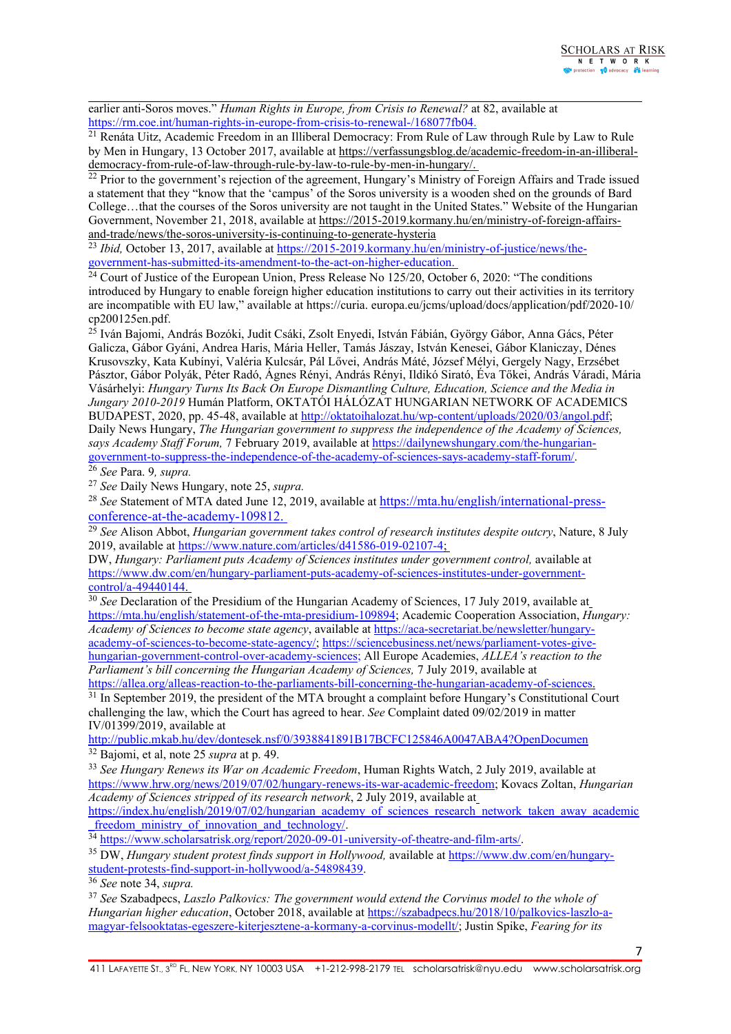earlier anti-Soros moves." *Human Rights in Europe, from Crisis to Renewal?* at 82, available at https://rm.coe.int/human-rights-in-europe-from-crisis-to-renewal-/168077fb04.

[21] Renáta Uitz, Academic Freedom in an Illiberal Democracy: From Rule of Law through Rule by Law to Rule by Men in Hungary, 13 October 2017, available at https://verfassungsblog.de/academic-freedom-in-an-illiberal-democracy-from-rule-of-law-through-rule-by-law-to-rule-by-men-in-hungary/.

[22] Prior to the government's rejection of the agreement, Hungary's Ministry of Foreign Affairs and Trade issued a statement that they "know that the 'campus' of the Soros university is a wooden shed on the grounds of Bard College…that the courses of the Soros university are not taught in the United States." Website of the Hungarian Government, November 21, 2018, available at https://2015-2019.kormany.hu/en/ministry-of-foreign-affairs-and-trade/news/the-soros-university-is-continuing-to-generate-hysteria

[23] *Ibid,* October 13, 2017, available at https://2015-2019.kormany.hu/en/ministry-of-justice/news/the-government-has-submitted-its-amendment-to-the-act-on-higher-education.

[24] Court of Justice of the European Union, Press Release No 125/20, October 6, 2020: "The conditions introduced by Hungary to enable foreign higher education institutions to carry out their activities in its territory are incompatible with EU law," available at https://curia. europa.eu/jcms/upload/docs/application/pdf/2020-10/ cp200125en.pdf.

[25] Iván Bajomi, András Bozóki, Judit Csáki, Zsolt Enyedi, István Fábián, György Gábor, Anna Gács, Péter Galicza, Gábor Gyáni, Andrea Haris, Mária Heller, Tamás Jászay, István Kenesei, Gábor Klaniczay, Dénes Krusovszky, Kata Kubínyi, Valéria Kulcsár, Pál Lővei, András Máté, József Mélyi, Gergely Nagy, Erzsébet Pásztor, Gábor Polyák, Péter Radó, Ágnes Rényi, András Rényi, Ildikó Sirató, Éva Tőkei, András Váradi, Mária Vásárhelyi: *Hungary Turns Its Back On Europe Dismantling Culture, Education, Science and the Media in Jungary 2010-2019* Humán Platform, OKTATÓI HÁLÓZAT HUNGARIAN NETWORK OF ACADEMICS BUDAPEST, 2020, pp. 45-48, available at http://oktatoihalozat.hu/wp-content/uploads/2020/03/angol.pdf; Daily News Hungary, *The Hungarian government to suppress the independence of the Academy of Sciences, says Academy Staff Forum,* 7 February 2019, available at https://dailynewshungary.com/the-hungarian-government-to-suppress-the-independence-of-the-academy-of-sciences-says-academy-staff-forum/.

[26] *See* Para. 9*, supra.*

[27] *See* Daily News Hungary, note 25, *supra.*

[28] *See* Statement of MTA dated June 12, 2019, available at https://mta.hu/english/international-press-conference-at-the-academy-109812.

[29] *See* Alison Abbot, *Hungarian government takes control of research institutes despite outcry*, Nature, 8 July 2019, available at https://www.nature.com/articles/d41586-019-02107-4;
DW, *Hungary: Parliament puts Academy of Sciences institutes under government control,* available at https://www.dw.com/en/hungary-parliament-puts-academy-of-sciences-institutes-under-government-control/a-49440144.

[30] *See* Declaration of the Presidium of the Hungarian Academy of Sciences, 17 July 2019, available at https://mta.hu/english/statement-of-the-mta-presidium-109894; Academic Cooperation Association, *Hungary: Academy of Sciences to become state agency*, available at https://aca-secretariat.be/newsletter/hungary-academy-of-sciences-to-become-state-agency/; https://sciencebusiness.net/news/parliament-votes-give-hungarian-government-control-over-academy-sciences; All Europe Academies, *ALLEA's reaction to the Parliament's bill concerning the Hungarian Academy of Sciences,* 7 July 2019, available at https://allea.org/alleas-reaction-to-the-parliaments-bill-concerning-the-hungarian-academy-of-sciences.

[31] In September 2019, the president of the MTA brought a complaint before Hungary's Constitutional Court challenging the law, which the Court has agreed to hear. *See* Complaint dated 09/02/2019 in matter IV/01399/2019, available at http://public.mkab.hu/dev/dontesek.nsf/0/3938841891B17BCFC125846A0047ABA4?OpenDocumen

[32] Bajomi, et al, note 25 *supra* at p. 49.

[33] *See Hungary Renews its War on Academic Freedom*, Human Rights Watch, 2 July 2019, available at https://www.hrw.org/news/2019/07/02/hungary-renews-its-war-academic-freedom; Kovacs Zoltan, *Hungarian Academy of Sciences stripped of its research network*, 2 July 2019, available at https://index.hu/english/2019/07/02/hungarian_academy_of_sciences_research_network_taken_away_academic_freedom_ministry_of_innovation_and_technology/.

[34] https://www.scholarsatrisk.org/report/2020-09-01-university-of-theatre-and-film-arts/.

[35] DW, *Hungary student protest finds support in Hollywood,* available at https://www.dw.com/en/hungary-student-protests-find-support-in-hollywood/a-54898439.

[36] *See* note 34, *supra.*

[37] *See* Szabadpecs, *Laszlo Palkovics: The government would extend the Corvinus model to the whole of Hungarian higher education*, October 2018, available at https://szabadpecs.hu/2018/10/palkovics-laszlo-a-magyar-felsooktatas-egeszere-kiterjesztene-a-kormany-a-corvinus-modellt/; Justin Spike, *Fearing for its*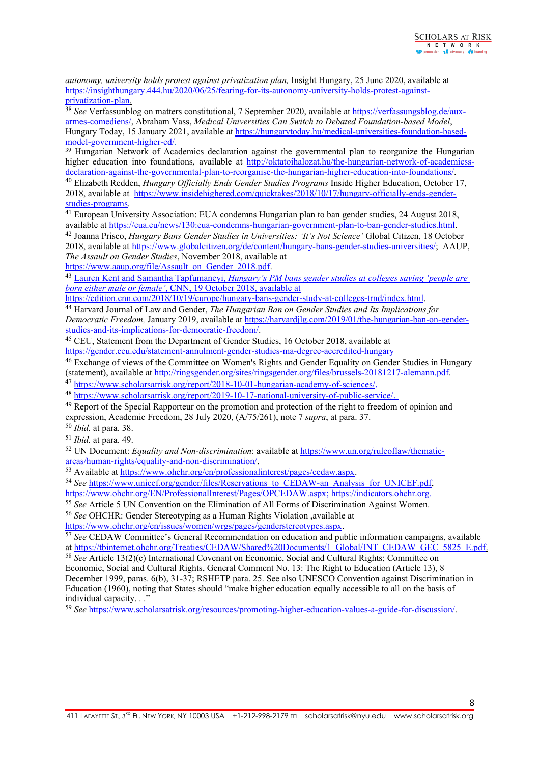*autonomy, university holds protest against privatization plan,* Insight Hungary, 25 June 2020, available at https://insighthungary.444.hu/2020/06/25/fearing-for-its-autonomy-university-holds-protest-against-privatization-plan.

[38] *See* Verfassunbblog on matters constitutional, 7 September 2020, available at https://verfassungsblog.de/aux-armes-comediens/, Abraham Vass, *Medical Universities Can Switch to Debated Foundation-based Model*, Hungary Today, 15 January 2021, available at https://hungarytoday.hu/medical-universities-foundation-based-model-government-higher-ed/.

[39] Hungarian Network of Academics declaration against the governmental plan to reorganize the Hungarian higher education into foundations, available at http://oktatoihalozat.hu/the-hungarian-network-of-academicss-declaration-against-the-governmental-plan-to-reorganise-the-hungarian-higher-education-into-foundations/.

[40] Elizabeth Redden, *Hungary Officially Ends Gender Studies Programs* Inside Higher Education, October 17, 2018, available at https://www.insidehighered.com/quicktakes/2018/10/17/hungary-officially-ends-gender-studies-programs.

[41] European University Association: EUA condemns Hungarian plan to ban gender studies, 24 August 2018, available at https://eua.eu/news/130:eua-condemns-hungarian-government-plan-to-ban-gender-studies.html.

[42] Joanna Prisco, *Hungary Bans Gender Studies in Universities: 'It's Not Science'* Global Citizen, 18 October 2018, available at https://www.globalcitizen.org/de/content/hungary-bans-gender-studies-universities/; AAUP, *The Assault on Gender Studies*, November 2018, available at https://www.aaup.org/file/Assault_on_Gender_2018.pdf.

[43] Lauren Kent and Samantha Tapfumaneyi, *Hungary's PM bans gender studies at colleges saying 'people are born either male or female'*, CNN, 19 October 2018, available at https://edition.cnn.com/2018/10/19/europe/hungary-bans-gender-study-at-colleges-trnd/index.html.

[44] Harvard Journal of Law and Gender, *The Hungarian Ban on Gender Studies and Its Implications for Democratic Freedom,* January 2019, available at https://harvardjlg.com/2019/01/the-hungarian-ban-on-gender-studies-and-its-implications-for-democratic-freedom/.

[45] CEU, Statement from the Department of Gender Studies, 16 October 2018, available at https://gender.ceu.edu/statement-annulment-gender-studies-ma-degree-accredited-hungary

[46] Exchange of views of the Committee on Women's Rights and Gender Equality on Gender Studies in Hungary (statement), available at http://ringsgender.org/sites/ringsgender.org/files/brussels-20181217-alemann.pdf.

[47] https://www.scholarsatrisk.org/report/2018-10-01-hungarian-academy-of-sciences/.

[48] https://www.scholarsatrisk.org/report/2019-10-17-national-university-of-public-service/.

[49] Report of the Special Rapporteur on the promotion and protection of the right to freedom of opinion and expression, Academic Freedom, 28 July 2020, (A/75/261), note 7 *supra*, at para. 37.

[50] *Ibid.* at para. 38.

[51] *Ibid.* at para. 49.

[52] UN Document: *Equality and Non-discrimination*: available at https://www.un.org/ruleoflaw/thematic-areas/human-rights/equality-and-non-discrimination/.

[53] Available at https://www.ohchr.org/en/professionalinterest/pages/cedaw.aspx.

[54] *See* https://www.unicef.org/gender/files/Reservations_to_CEDAW-an_Analysis_for_UNICEF.pdf, https://www.ohchr.org/EN/ProfessionalInterest/Pages/OPCEDAW.aspx; https://indicators.ohchr.org.

[55] *See* Article 5 UN Convention on the Elimination of All Forms of Discrimination Against Women.

[56] *See* OHCHR: Gender Stereotyping as a Human Rights Violation ,available at https://www.ohchr.org/en/issues/women/wrgs/pages/genderstereotypes.aspx.

[57] *See* CEDAW Committee's General Recommendation on education and public information campaigns, available at https://tbinternet.ohchr.org/Treaties/CEDAW/Shared%20Documents/1_Global/INT_CEDAW_GEC_5825_E.pdf.

[58] *See* Article 13(2)(c) International Covenant on Economic, Social and Cultural Rights; Committee on Economic, Social and Cultural Rights, General Comment No. 13: The Right to Education (Article 13), 8 December 1999, paras. 6(b), 31-37; RSHETP para. 25. See also UNESCO Convention against Discrimination in Education (1960), noting that States should "make higher education equally accessible to all on the basis of individual capacity. . ."

[59] *See* https://www.scholarsatrisk.org/resources/promoting-higher-education-values-a-guide-for-discussion/.